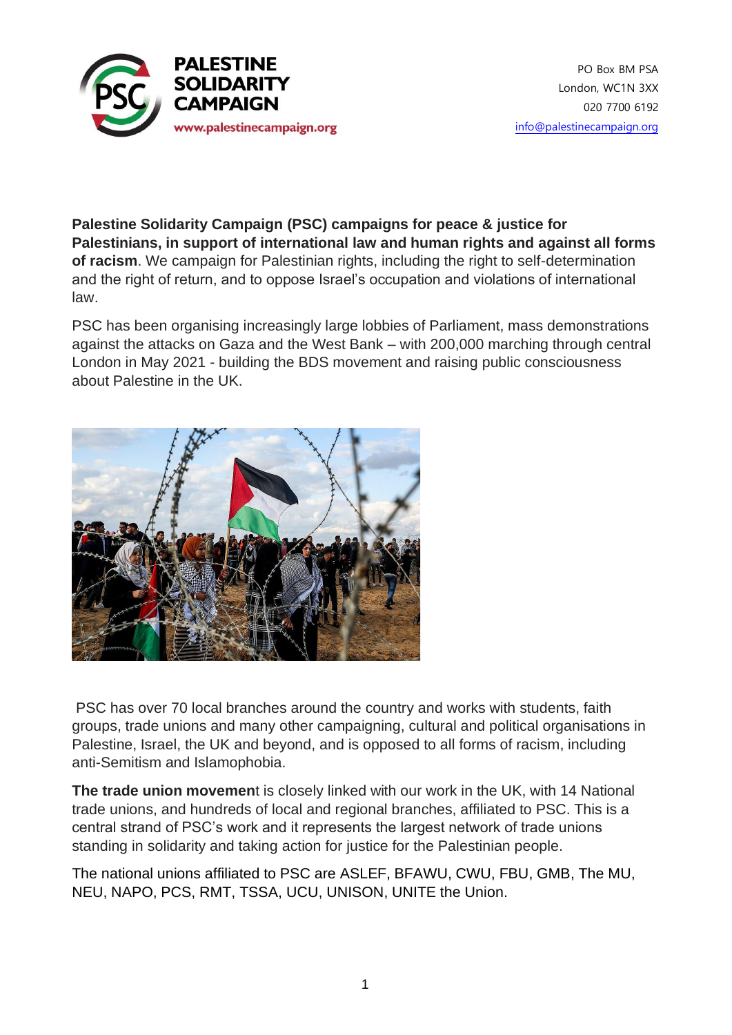**PALESTINE SOLIDARITY CAMPAIGN**
www.palestinecampaign.org

PO Box BM PSA
London, WC1N 3XX
020 7700 6192
info@palestinecampaign.org

**Palestine Solidarity Campaign (PSC) campaigns for peace & justice for Palestinians, in support of international law and human rights and against all forms of racism**. We campaign for Palestinian rights, including the right to self-determination and the right of return, and to oppose Israel's occupation and violations of international law.

PSC has been organising increasingly large lobbies of Parliament, mass demonstrations against the attacks on Gaza and the West Bank – with 200,000 marching through central London in May 2021 - building the BDS movement and raising public consciousness about Palestine in the UK.

PSC has over 70 local branches around the country and works with students, faith groups, trade unions and many other campaigning, cultural and political organisations in Palestine, Israel, the UK and beyond, and is opposed to all forms of racism, including anti-Semitism and Islamophobia.

**The trade union movement** is closely linked with our work in the UK, with 14 National trade unions, and hundreds of local and regional branches, affiliated to PSC. This is a central strand of PSC's work and it represents the largest network of trade unions standing in solidarity and taking action for justice for the Palestinian people.

The national unions affiliated to PSC are ASLEF, BFAWU, CWU, FBU, GMB, The MU, NEU, NAPO, PCS, RMT, TSSA, UCU, UNISON, UNITE the Union.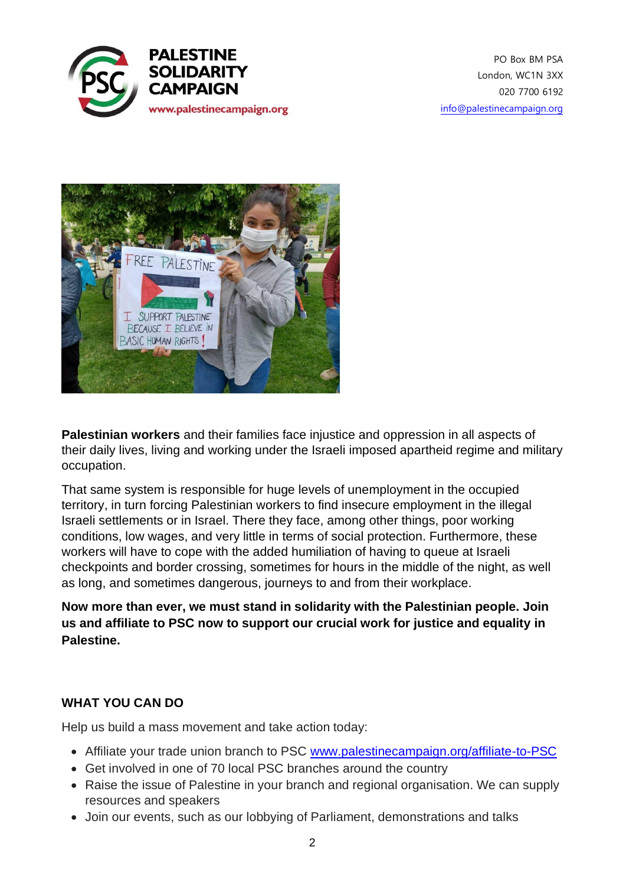**PALESTINE SOLIDARITY CAMPAIGN**
www.palestinecampaign.org

PO Box BM PSA
London, WC1N 3XX
020 7700 6192
info@palestinecampaign.org

**Palestinian workers** and their families face injustice and oppression in all aspects of their daily lives, living and working under the Israeli imposed apartheid regime and military occupation.

That same system is responsible for huge levels of unemployment in the occupied territory, in turn forcing Palestinian workers to find insecure employment in the illegal Israeli settlements or in Israel. There they face, among other things, poor working conditions, low wages, and very little in terms of social protection. Furthermore, these workers will have to cope with the added humiliation of having to queue at Israeli checkpoints and border crossing, sometimes for hours in the middle of the night, as well as long, and sometimes dangerous, journeys to and from their workplace.

**Now more than ever, we must stand in solidarity with the Palestinian people. Join us and affiliate to PSC now to support our crucial work for justice and equality in Palestine.**

## WHAT YOU CAN DO

Help us build a mass movement and take action today:

- Affiliate your trade union branch to PSC www.palestinecampaign.org/affiliate-to-PSC
- Get involved in one of 70 local PSC branches around the country
- Raise the issue of Palestine in your branch and regional organisation. We can supply resources and speakers
- Join our events, such as our lobbying of Parliament, demonstrations and talks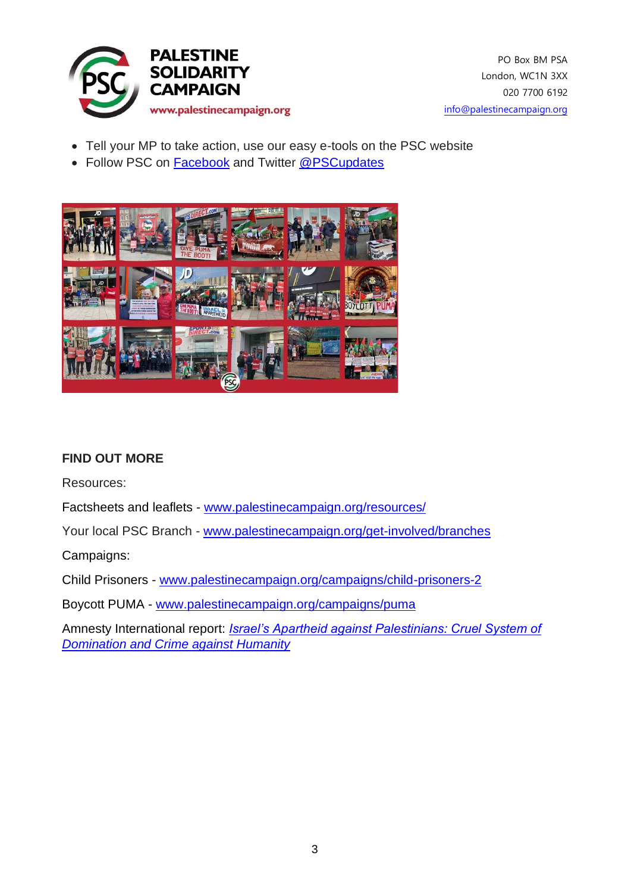- Tell your MP to take action, use our easy e-tools on the PSC website
- Follow PSC on [Facebook] and Twitter [@PSCupdates]

**FIND OUT MORE**

Resources:

Factsheets and leaflets - www.palestinecampaign.org/resources/

Your local PSC Branch - www.palestinecampaign.org/get-involved/branches

Campaigns:

Child Prisoners - www.palestinecampaign.org/campaigns/child-prisoners-2

Boycott PUMA - www.palestinecampaign.org/campaigns/puma

Amnesty International report: *Israel's Apartheid against Palestinians: Cruel System of Domination and Crime against Humanity*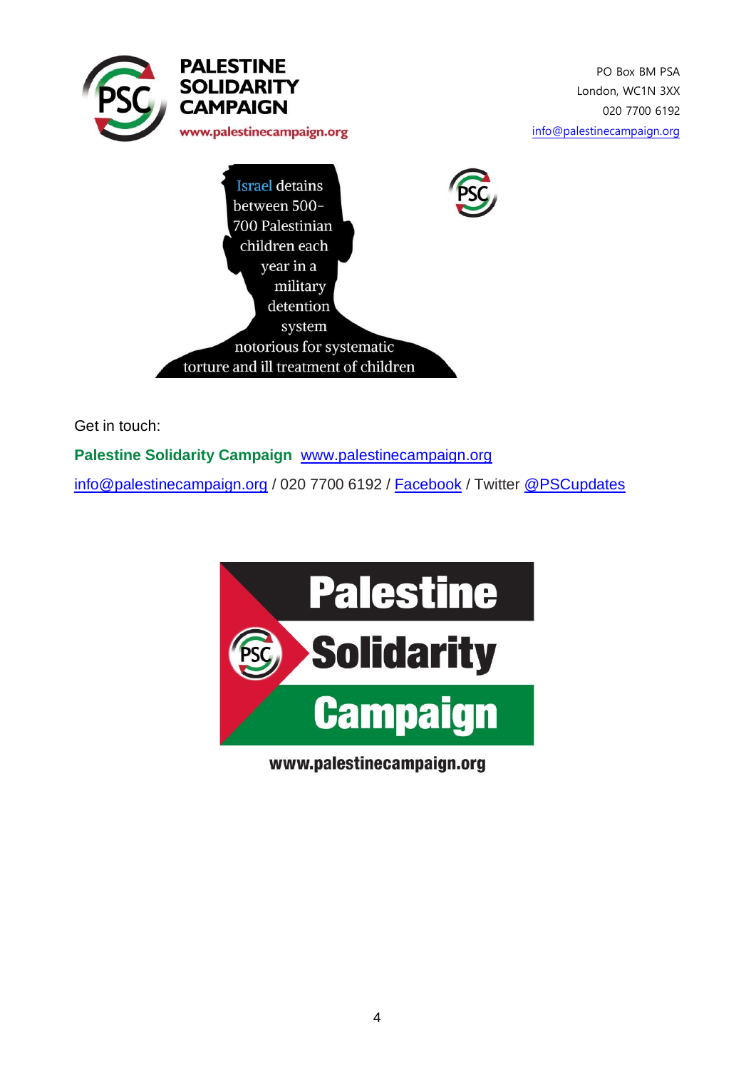**PALESTINE SOLIDARITY CAMPAIGN**
www.palestinecampaign.org

PO Box BM PSA
London, WC1N 3XX
020 7700 6192
info@palestinecampaign.org

Israel detains between 500-700 Palestinian children each year in a military detention system notorious for systematic torture and ill treatment of children

Get in touch:

**Palestine Solidarity Campaign** www.palestinecampaign.org

info@palestinecampaign.org / 020 7700 6192 / Facebook / Twitter @PSCupdates

**Palestine Solidarity Campaign**

www.palestinecampaign.org